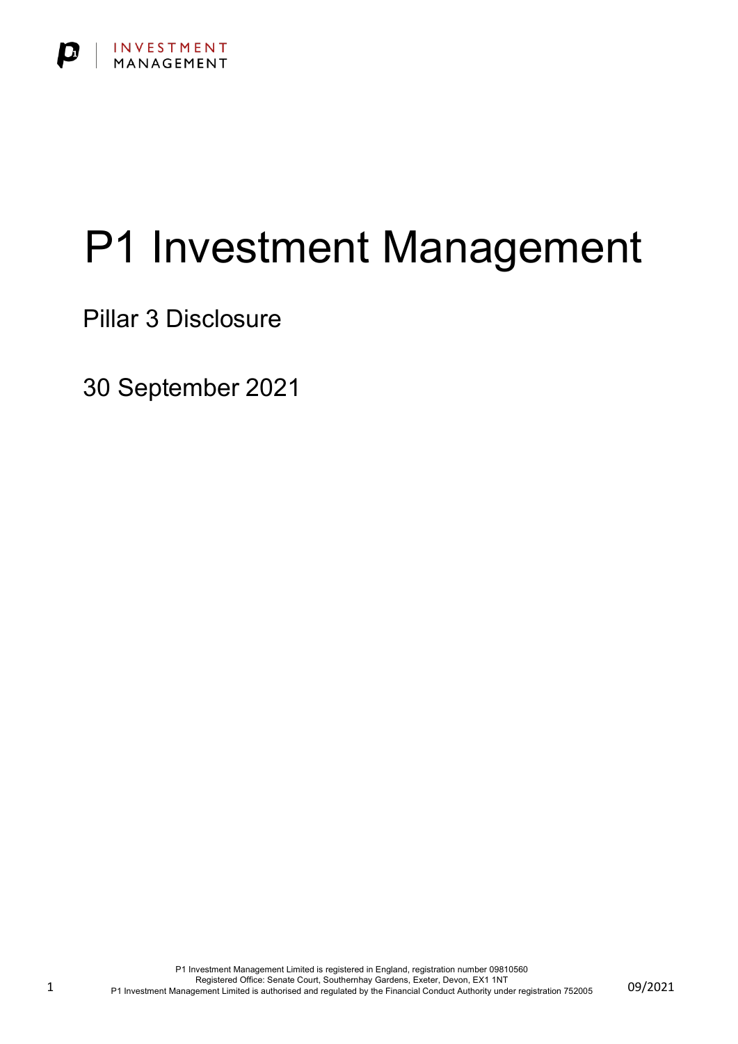INVESTMENT MANAGEMENT

# P1 Investment Management

## Pillar 3 Disclosure

## 30 September 2021

P1 Investment Management Limited is registered in England, registration number 09810560
Registered Office: Senate Court, Southernhay Gardens, Exeter, Devon, EX1 1NT
P1 Investment Management Limited is authorised and regulated by the Financial Conduct Authority under registration 752005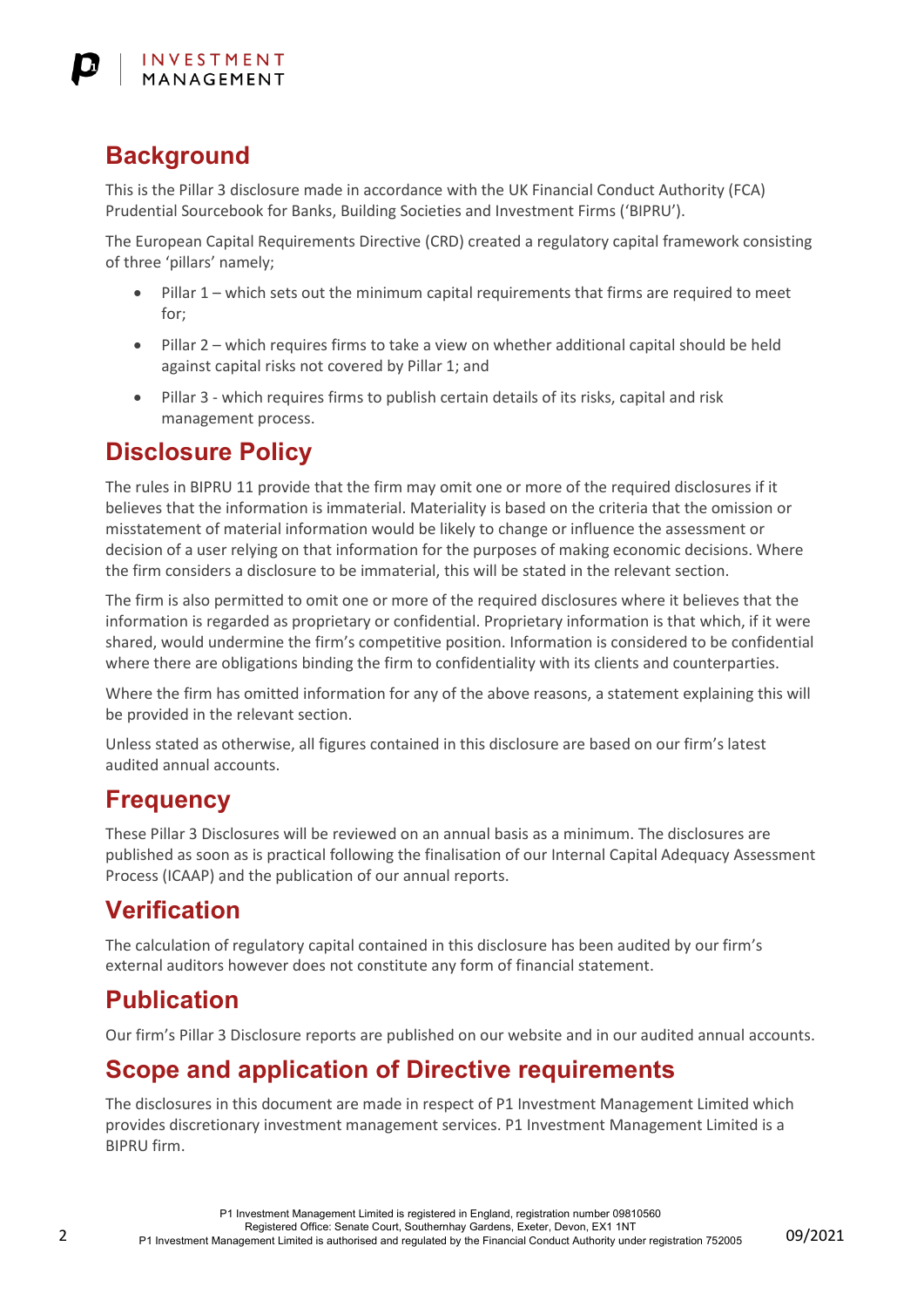## Background

This is the Pillar 3 disclosure made in accordance with the UK Financial Conduct Authority (FCA) Prudential Sourcebook for Banks, Building Societies and Investment Firms ('BIPRU').

The European Capital Requirements Directive (CRD) created a regulatory capital framework consisting of three 'pillars' namely;

- Pillar 1 – which sets out the minimum capital requirements that firms are required to meet for;
- Pillar 2 – which requires firms to take a view on whether additional capital should be held against capital risks not covered by Pillar 1; and
- Pillar 3 - which requires firms to publish certain details of its risks, capital and risk management process.

## Disclosure Policy

The rules in BIPRU 11 provide that the firm may omit one or more of the required disclosures if it believes that the information is immaterial. Materiality is based on the criteria that the omission or misstatement of material information would be likely to change or influence the assessment or decision of a user relying on that information for the purposes of making economic decisions. Where the firm considers a disclosure to be immaterial, this will be stated in the relevant section.

The firm is also permitted to omit one or more of the required disclosures where it believes that the information is regarded as proprietary or confidential. Proprietary information is that which, if it were shared, would undermine the firm's competitive position. Information is considered to be confidential where there are obligations binding the firm to confidentiality with its clients and counterparties.

Where the firm has omitted information for any of the above reasons, a statement explaining this will be provided in the relevant section.

Unless stated as otherwise, all figures contained in this disclosure are based on our firm's latest audited annual accounts.

## Frequency

These Pillar 3 Disclosures will be reviewed on an annual basis as a minimum. The disclosures are published as soon as is practical following the finalisation of our Internal Capital Adequacy Assessment Process (ICAAP) and the publication of our annual reports.

## Verification

The calculation of regulatory capital contained in this disclosure has been audited by our firm's external auditors however does not constitute any form of financial statement.

## Publication

Our firm's Pillar 3 Disclosure reports are published on our website and in our audited annual accounts.

## Scope and application of Directive requirements

The disclosures in this document are made in respect of P1 Investment Management Limited which provides discretionary investment management services. P1 Investment Management Limited is a BIPRU firm.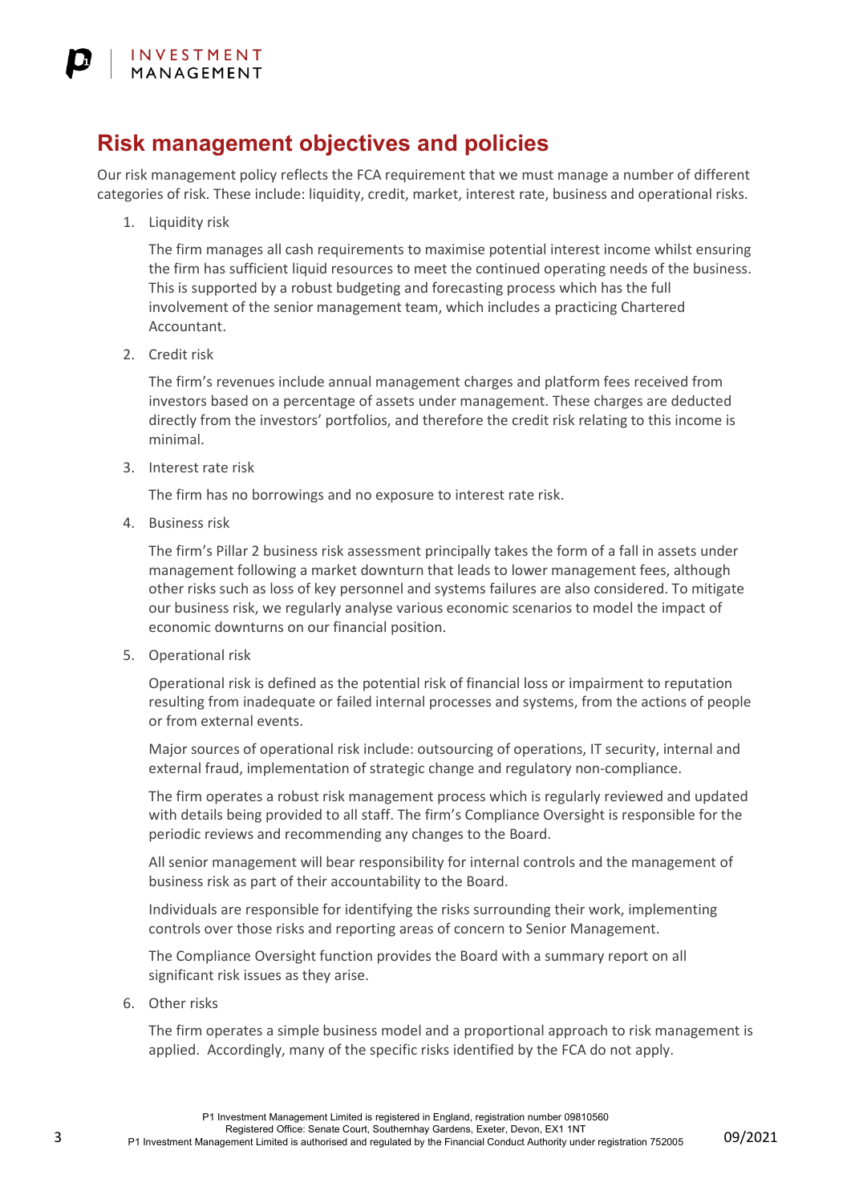## Risk management objectives and policies

Our risk management policy reflects the FCA requirement that we must manage a number of different categories of risk. These include: liquidity, credit, market, interest rate, business and operational risks.

1. Liquidity risk

   The firm manages all cash requirements to maximise potential interest income whilst ensuring the firm has sufficient liquid resources to meet the continued operating needs of the business. This is supported by a robust budgeting and forecasting process which has the full involvement of the senior management team, which includes a practicing Chartered Accountant.

2. Credit risk

   The firm's revenues include annual management charges and platform fees received from investors based on a percentage of assets under management. These charges are deducted directly from the investors' portfolios, and therefore the credit risk relating to this income is minimal.

3. Interest rate risk

   The firm has no borrowings and no exposure to interest rate risk.

4. Business risk

   The firm's Pillar 2 business risk assessment principally takes the form of a fall in assets under management following a market downturn that leads to lower management fees, although other risks such as loss of key personnel and systems failures are also considered. To mitigate our business risk, we regularly analyse various economic scenarios to model the impact of economic downturns on our financial position.

5. Operational risk

   Operational risk is defined as the potential risk of financial loss or impairment to reputation resulting from inadequate or failed internal processes and systems, from the actions of people or from external events.

   Major sources of operational risk include: outsourcing of operations, IT security, internal and external fraud, implementation of strategic change and regulatory non-compliance.

   The firm operates a robust risk management process which is regularly reviewed and updated with details being provided to all staff. The firm's Compliance Oversight is responsible for the periodic reviews and recommending any changes to the Board.

   All senior management will bear responsibility for internal controls and the management of business risk as part of their accountability to the Board.

   Individuals are responsible for identifying the risks surrounding their work, implementing controls over those risks and reporting areas of concern to Senior Management.

   The Compliance Oversight function provides the Board with a summary report on all significant risk issues as they arise.

6. Other risks

   The firm operates a simple business model and a proportional approach to risk management is applied. Accordingly, many of the specific risks identified by the FCA do not apply.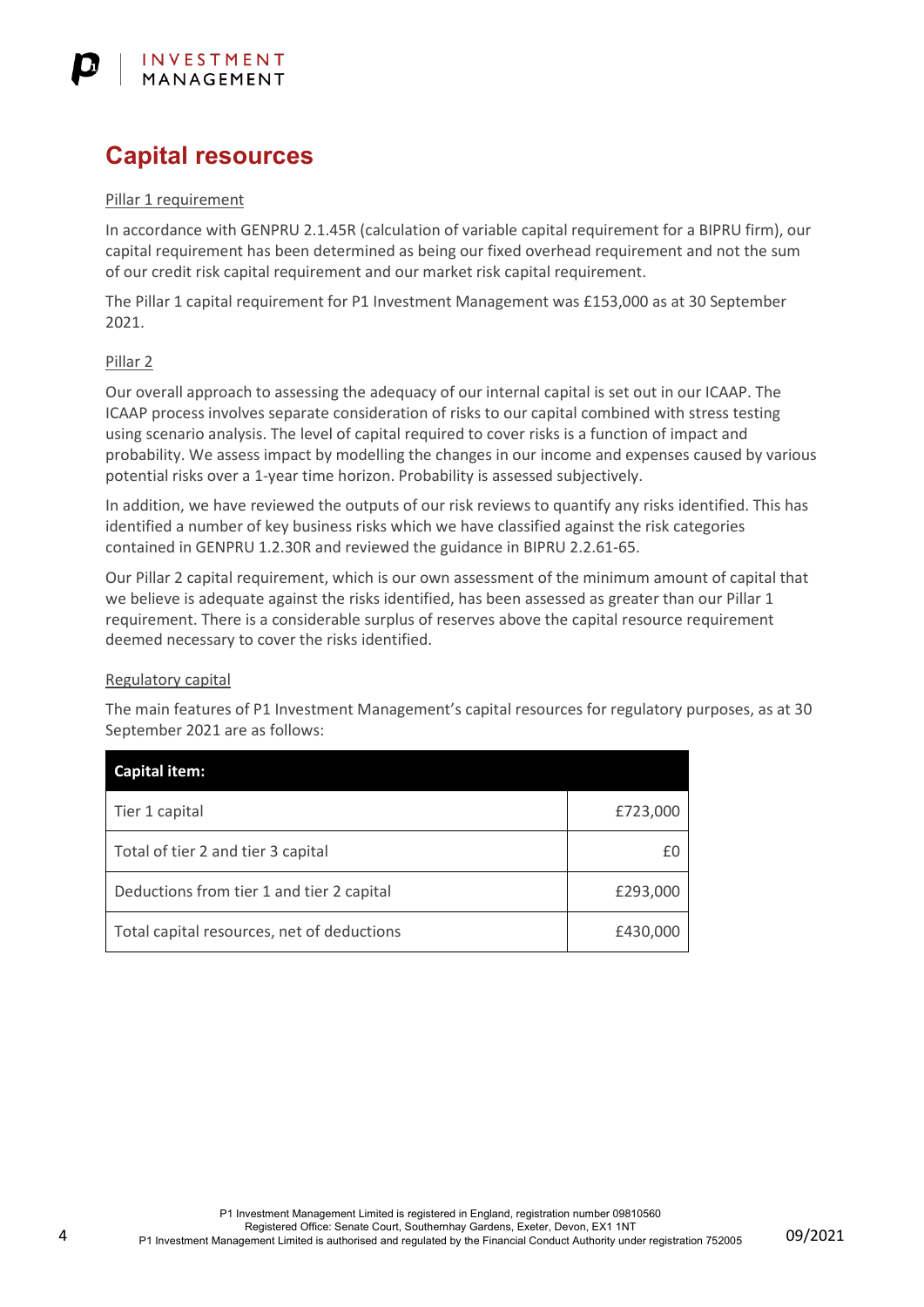# Capital resources

## Pillar 1 requirement

In accordance with GENPRU 2.1.45R (calculation of variable capital requirement for a BIPRU firm), our capital requirement has been determined as being our fixed overhead requirement and not the sum of our credit risk capital requirement and our market risk capital requirement.

The Pillar 1 capital requirement for P1 Investment Management was £153,000 as at 30 September 2021.

## Pillar 2

Our overall approach to assessing the adequacy of our internal capital is set out in our ICAAP. The ICAAP process involves separate consideration of risks to our capital combined with stress testing using scenario analysis. The level of capital required to cover risks is a function of impact and probability. We assess impact by modelling the changes in our income and expenses caused by various potential risks over a 1-year time horizon. Probability is assessed subjectively.

In addition, we have reviewed the outputs of our risk reviews to quantify any risks identified. This has identified a number of key business risks which we have classified against the risk categories contained in GENPRU 1.2.30R and reviewed the guidance in BIPRU 2.2.61-65.

Our Pillar 2 capital requirement, which is our own assessment of the minimum amount of capital that we believe is adequate against the risks identified, has been assessed as greater than our Pillar 1 requirement. There is a considerable surplus of reserves above the capital resource requirement deemed necessary to cover the risks identified.

## Regulatory capital

The main features of P1 Investment Management's capital resources for regulatory purposes, as at 30 September 2021 are as follows:

| Capital item: | |
|---|---|
| Tier 1 capital | £723,000 |
| Total of tier 2 and tier 3 capital | £0 |
| Deductions from tier 1 and tier 2 capital | £293,000 |
| Total capital resources, net of deductions | £430,000 |

P1 Investment Management Limited is registered in England, registration number 09810560
Registered Office: Senate Court, Southernhay Gardens, Exeter, Devon, EX1 1NT
P1 Investment Management Limited is authorised and regulated by the Financial Conduct Authority under registration 752005